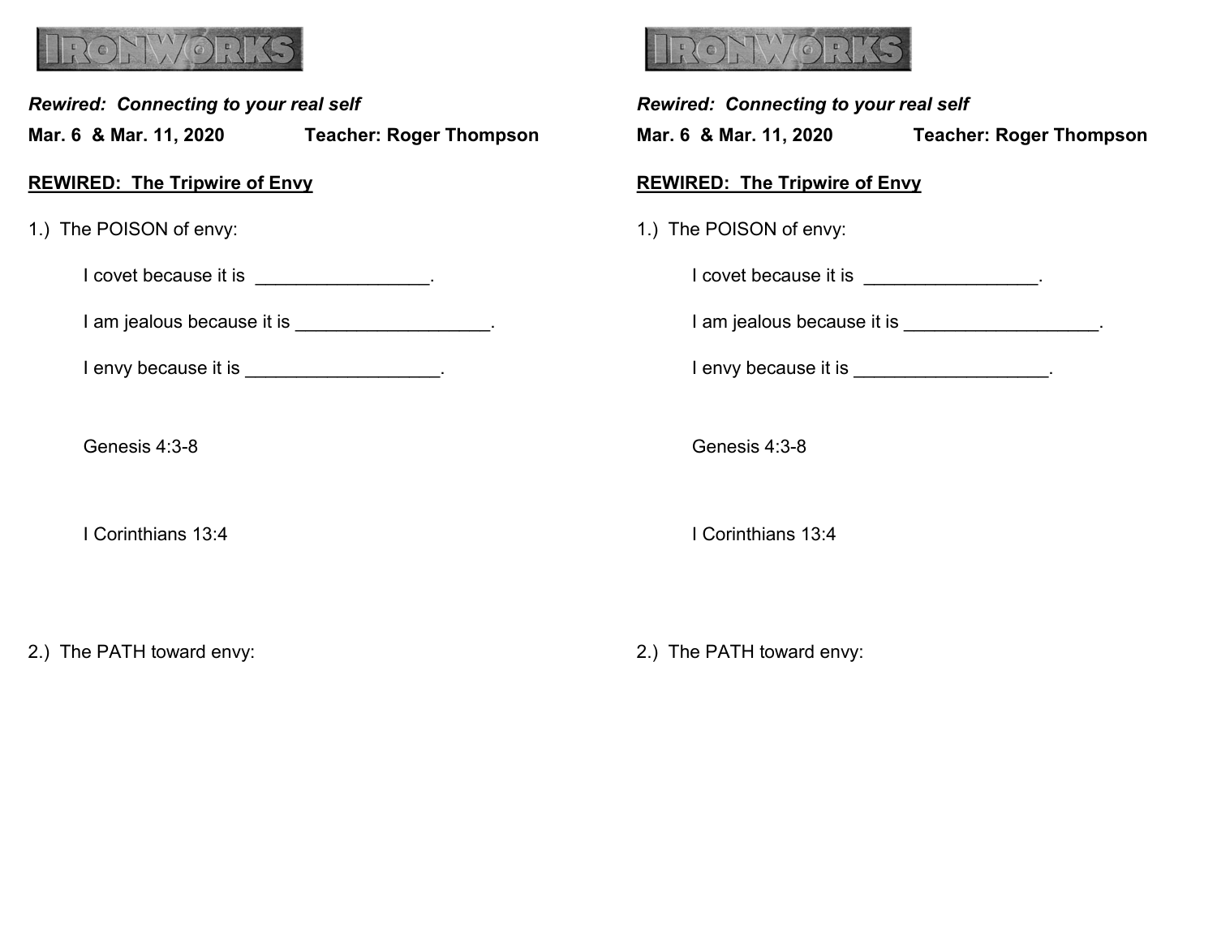IRONWORKS

*Rewired: Connecting to your real self*

**Mar. 6 & Mar. 11, 2020** **Teacher: Roger Thompson**

**REWIRED: The Tripwire of Envy**

1.) The POISON of envy:

I covet because it is _________________.

I am jealous because it is ___________________.

I envy because it is ___________________.

Genesis 4:3-8

I Corinthians 13:4

2.) The PATH toward envy:

IRONWORKS

*Rewired: Connecting to your real self*

**Mar. 6 & Mar. 11, 2020** **Teacher: Roger Thompson**

**REWIRED: The Tripwire of Envy**

1.) The POISON of envy:

I covet because it is _________________.

I am jealous because it is ___________________.

I envy because it is ___________________.

Genesis 4:3-8

I Corinthians 13:4

2.) The PATH toward envy: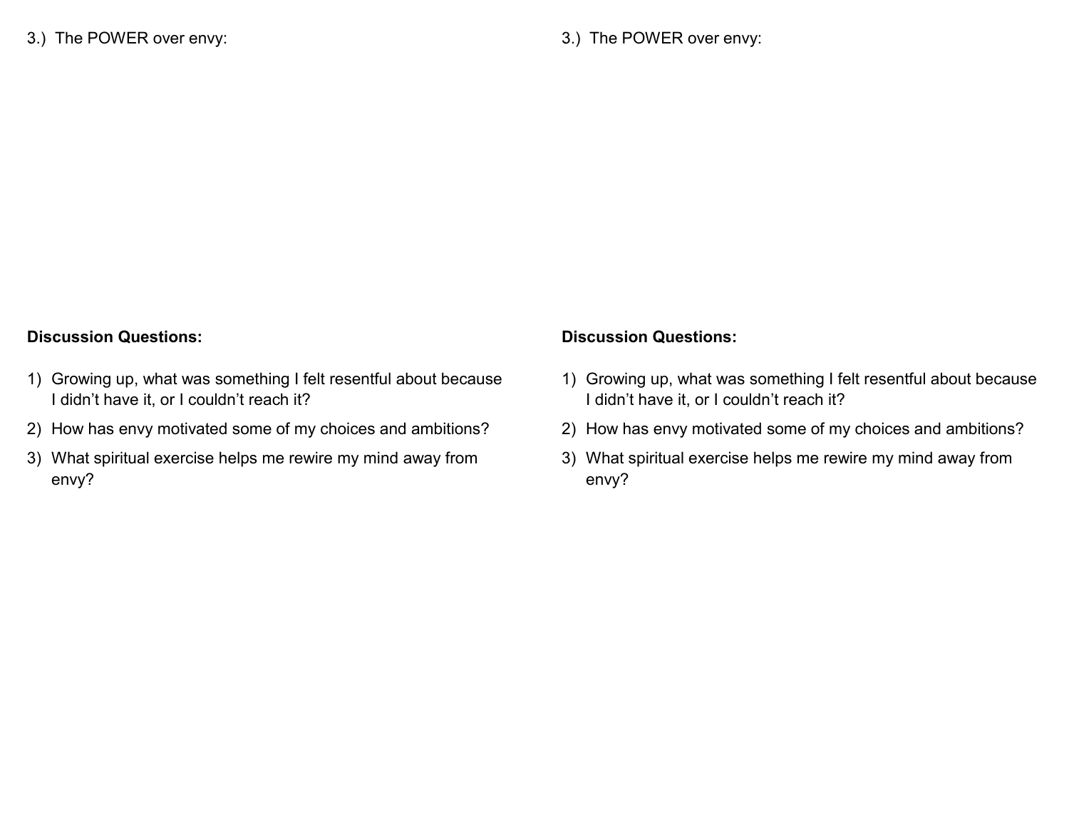3.) The POWER over envy:

**Discussion Questions:**

1) Growing up, what was something I felt resentful about because I didn't have it, or I couldn't reach it?
2) How has envy motivated some of my choices and ambitions?
3) What spiritual exercise helps me rewire my mind away from envy?

3.) The POWER over envy:

**Discussion Questions:**

1) Growing up, what was something I felt resentful about because I didn't have it, or I couldn't reach it?
2) How has envy motivated some of my choices and ambitions?
3) What spiritual exercise helps me rewire my mind away from envy?